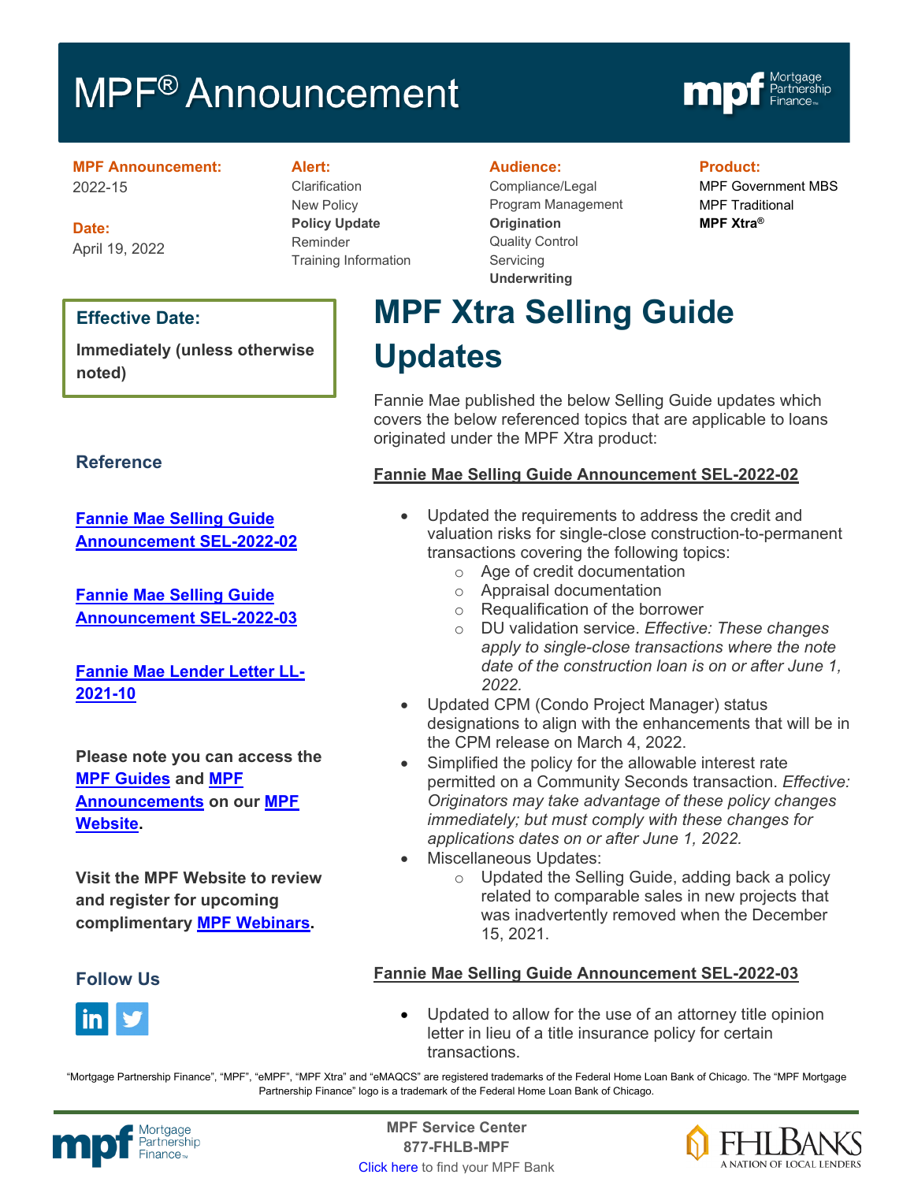# MPF® Announcement

**MPF Announcement:**
2022-15

**Date:**
April 19, 2022

**Alert:**
Clarification
New Policy
**Policy Update**
Reminder
Training Information

**Audience:**
Compliance/Legal
Program Management
**Origination**
Quality Control
Servicing
**Underwriting**

**Product:**
MPF Government MBS
MPF Traditional
**MPF Xtra®**

**Effective Date:**

**Immediately (unless otherwise noted)**

## MPF Xtra Selling Guide Updates

Fannie Mae published the below Selling Guide updates which covers the below referenced topics that are applicable to loans originated under the MPF Xtra product:

**Fannie Mae Selling Guide Announcement SEL-2022-02**

- Updated the requirements to address the credit and valuation risks for single-close construction-to-permanent transactions covering the following topics:
  - Age of credit documentation
  - Appraisal documentation
  - Requalification of the borrower
  - DU validation service. *Effective: These changes apply to single-close transactions where the note date of the construction loan is on or after June 1, 2022.*
- Updated CPM (Condo Project Manager) status designations to align with the enhancements that will be in the CPM release on March 4, 2022.
- Simplified the policy for the allowable interest rate permitted on a Community Seconds transaction. *Effective: Originators may take advantage of these policy changes immediately; but must comply with these changes for applications dates on or after June 1, 2022.*
- Miscellaneous Updates:
  - Updated the Selling Guide, adding back a policy related to comparable sales in new projects that was inadvertently removed when the December 15, 2021.

**Fannie Mae Selling Guide Announcement SEL-2022-03**

- Updated to allow for the use of an attorney title opinion letter in lieu of a title insurance policy for certain transactions.

### Reference

Fannie Mae Selling Guide Announcement SEL-2022-02

Fannie Mae Selling Guide Announcement SEL-2022-03

Fannie Mae Lender Letter LL-2021-10

**Please note you can access the MPF Guides and MPF Announcements on our MPF Website.**

**Visit the MPF Website to review and register for upcoming complimentary MPF Webinars.**

### Follow Us

"Mortgage Partnership Finance", "MPF", "eMPF", "MPF Xtra" and "eMAQCS" are registered trademarks of the Federal Home Loan Bank of Chicago. The "MPF Mortgage Partnership Finance" logo is a trademark of the Federal Home Loan Bank of Chicago.

**MPF Service Center**
**877-FHLB-MPF**
Click here to find your MPF Bank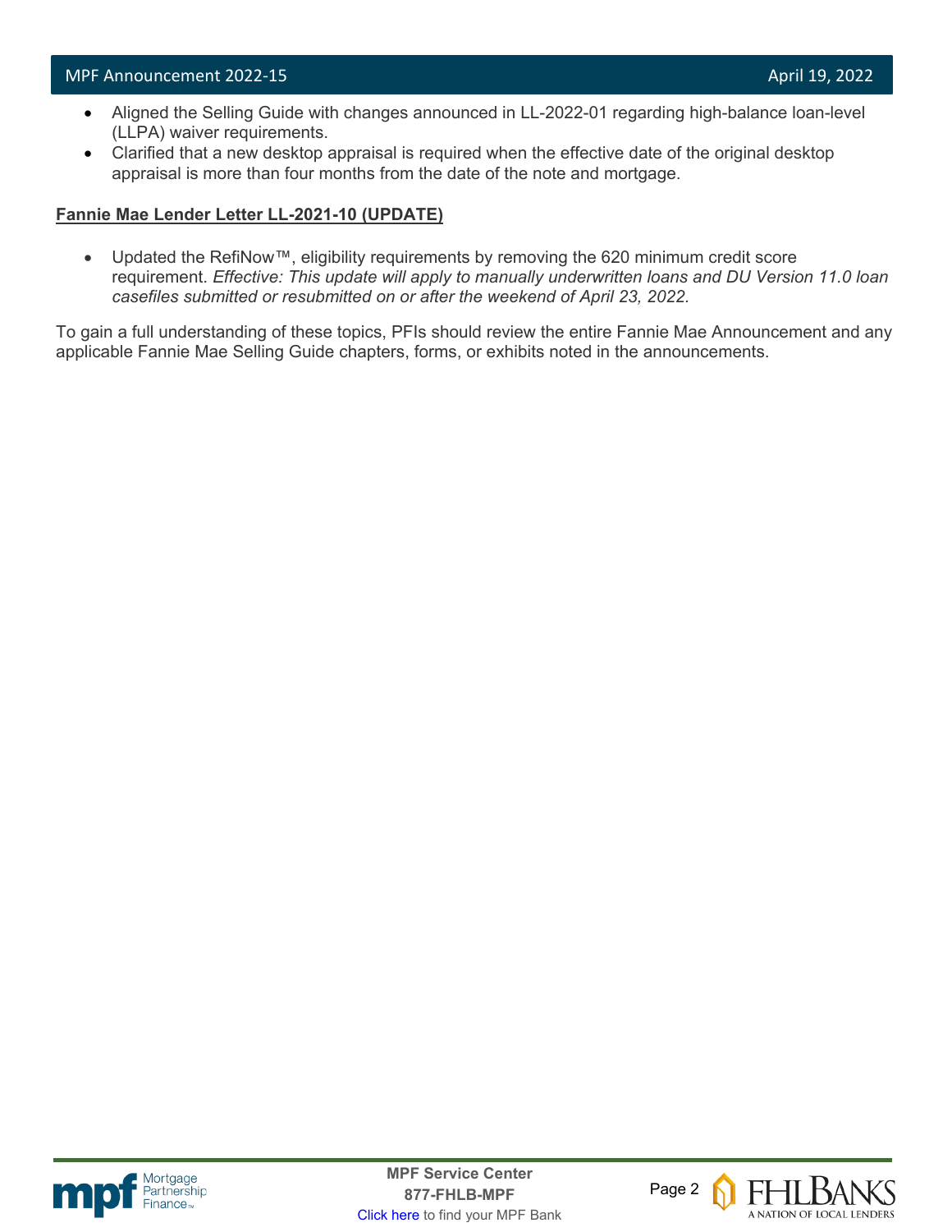- Aligned the Selling Guide with changes announced in LL-2022-01 regarding high-balance loan-level (LLPA) waiver requirements.
- Clarified that a new desktop appraisal is required when the effective date of the original desktop appraisal is more than four months from the date of the note and mortgage.

**Fannie Mae Lender Letter LL-2021-10 (UPDATE)**

- Updated the RefiNow™, eligibility requirements by removing the 620 minimum credit score requirement. *Effective: This update will apply to manually underwritten loans and DU Version 11.0 loan casefiles submitted or resubmitted on or after the weekend of April 23, 2022.*

To gain a full understanding of these topics, PFIs should review the entire Fannie Mae Announcement and any applicable Fannie Mae Selling Guide chapters, forms, or exhibits noted in the announcements.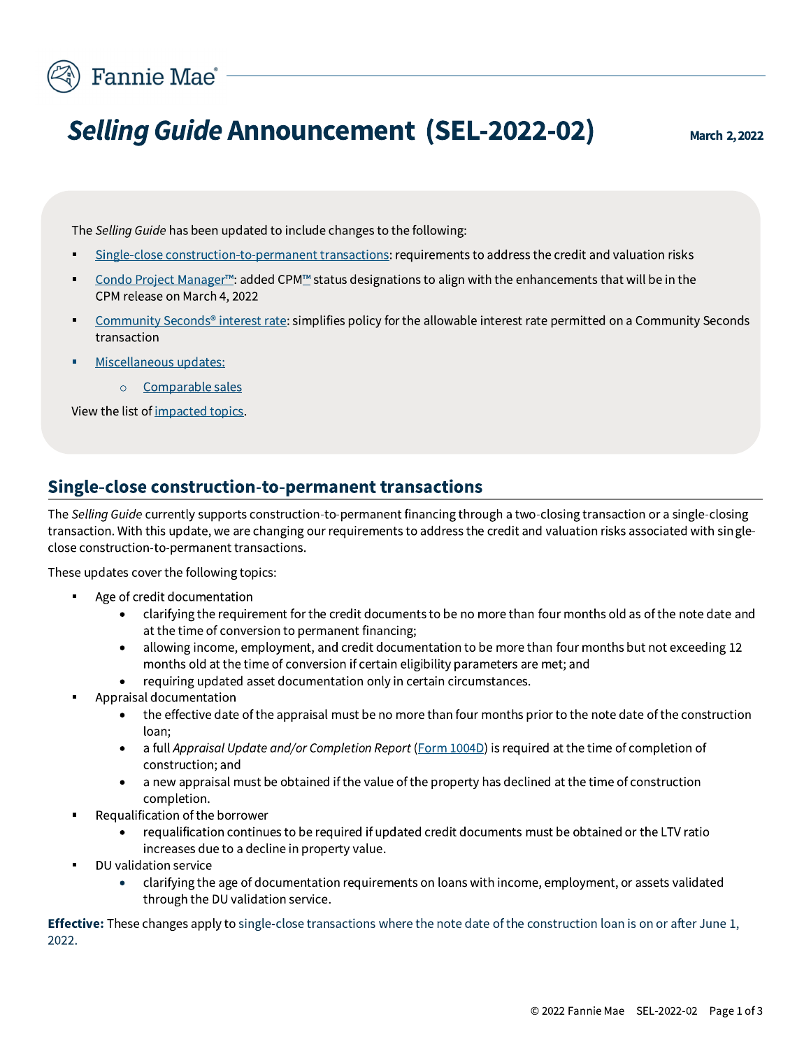# *Selling Guide* Announcement (SEL-2022-02)

**March 2, 2022**

The *Selling Guide* has been updated to include changes to the following:

- Single-close construction-to-permanent transactions: requirements to address the credit and valuation risks
- Condo Project Manager™: added CPM™ status designations to align with the enhancements that will be in the CPM release on March 4, 2022
- Community Seconds® interest rate: simplifies policy for the allowable interest rate permitted on a Community Seconds transaction
- Miscellaneous updates:
  - Comparable sales

View the list of impacted topics.

## Single-close construction-to-permanent transactions

The *Selling Guide* currently supports construction-to-permanent financing through a two-closing transaction or a single-closing transaction. With this update, we are changing our requirements to address the credit and valuation risks associated with single-close construction-to-permanent transactions.

These updates cover the following topics:

- Age of credit documentation
  - clarifying the requirement for the credit documents to be no more than four months old as of the note date and at the time of conversion to permanent financing;
  - allowing income, employment, and credit documentation to be more than four months but not exceeding 12 months old at the time of conversion if certain eligibility parameters are met; and
  - requiring updated asset documentation only in certain circumstances.
- Appraisal documentation
  - the effective date of the appraisal must be no more than four months prior to the note date of the construction loan;
  - a full *Appraisal Update and/or Completion Report* (Form 1004D) is required at the time of completion of construction; and
  - a new appraisal must be obtained if the value of the property has declined at the time of construction completion.
- Requalification of the borrower
  - requalification continues to be required if updated credit documents must be obtained or the LTV ratio increases due to a decline in property value.
- DU validation service
  - clarifying the age of documentation requirements on loans with income, employment, or assets validated through the DU validation service.

**Effective:** These changes apply to single-close transactions where the note date of the construction loan is on or after June 1, 2022.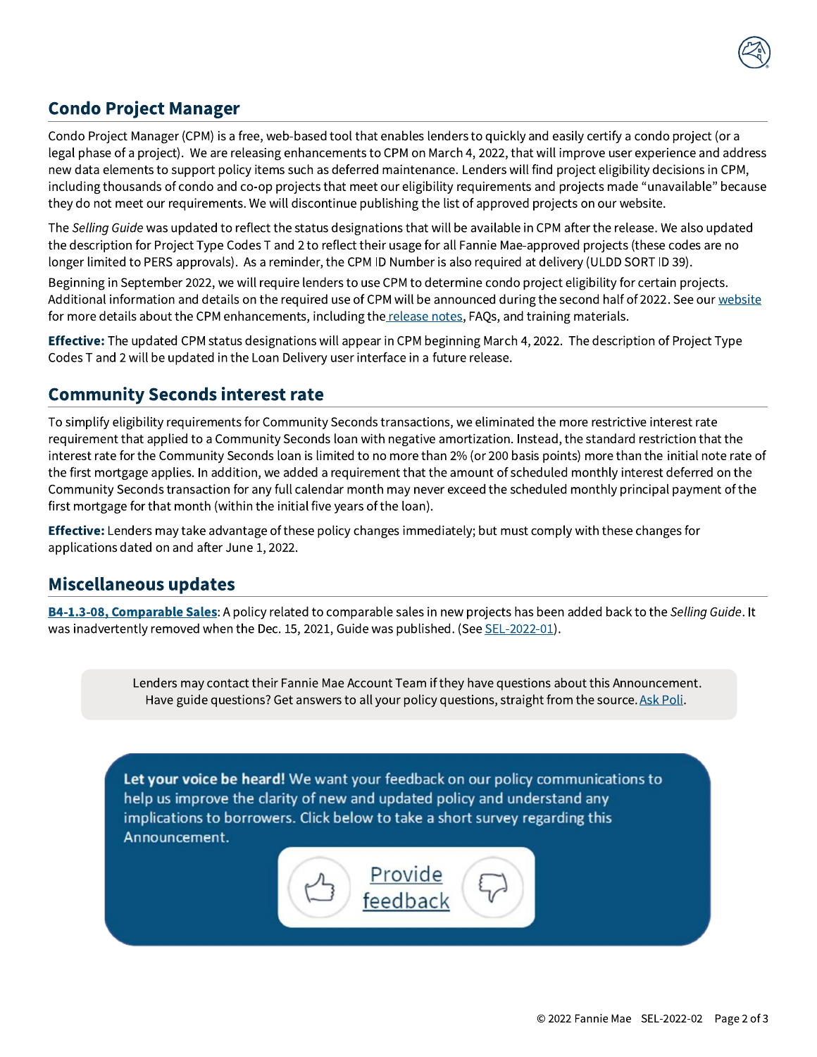## Condo Project Manager

Condo Project Manager (CPM) is a free, web-based tool that enables lenders to quickly and easily certify a condo project (or a legal phase of a project). We are releasing enhancements to CPM on March 4, 2022, that will improve user experience and address new data elements to support policy items such as deferred maintenance. Lenders will find project eligibility decisions in CPM, including thousands of condo and co-op projects that meet our eligibility requirements and projects made "unavailable" because they do not meet our requirements. We will discontinue publishing the list of approved projects on our website.

The *Selling Guide* was updated to reflect the status designations that will be available in CPM after the release. We also updated the description for Project Type Codes T and 2 to reflect their usage for all Fannie Mae-approved projects (these codes are no longer limited to PERS approvals). As a reminder, the CPM ID Number is also required at delivery (ULDD SORT ID 39).

Beginning in September 2022, we will require lenders to use CPM to determine condo project eligibility for certain projects. Additional information and details on the required use of CPM will be announced during the second half of 2022. See our website for more details about the CPM enhancements, including the release notes, FAQs, and training materials.

**Effective:** The updated CPM status designations will appear in CPM beginning March 4, 2022. The description of Project Type Codes T and 2 will be updated in the Loan Delivery user interface in a future release.

## Community Seconds interest rate

To simplify eligibility requirements for Community Seconds transactions, we eliminated the more restrictive interest rate requirement that applied to a Community Seconds loan with negative amortization. Instead, the standard restriction that the interest rate for the Community Seconds loan is limited to no more than 2% (or 200 basis points) more than the initial note rate of the first mortgage applies. In addition, we added a requirement that the amount of scheduled monthly interest deferred on the Community Seconds transaction for any full calendar month may never exceed the scheduled monthly principal payment of the first mortgage for that month (within the initial five years of the loan).

**Effective:** Lenders may take advantage of these policy changes immediately; but must comply with these changes for applications dated on and after June 1, 2022.

## Miscellaneous updates

**B4-1.3-08, Comparable Sales**: A policy related to comparable sales in new projects has been added back to the *Selling Guide*. It was inadvertently removed when the Dec. 15, 2021, Guide was published. (See SEL-2022-01).

Lenders may contact their Fannie Mae Account Team if they have questions about this Announcement. Have guide questions? Get answers to all your policy questions, straight from the source. Ask Poli.

**Let your voice be heard!** We want your feedback on our policy communications to help us improve the clarity of new and updated policy and understand any implications to borrowers. Click below to take a short survey regarding this Announcement.

Provide feedback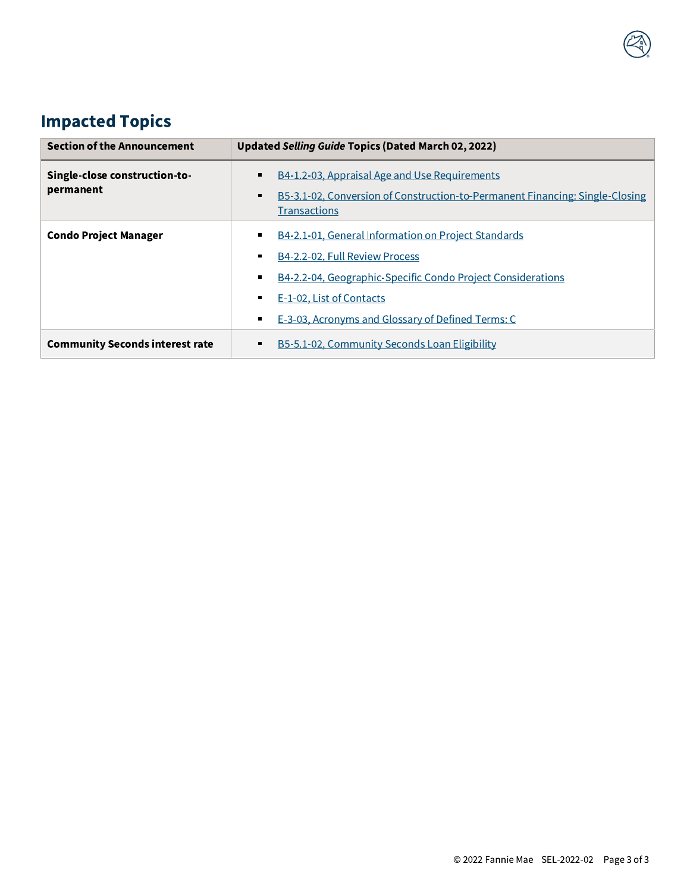## Impacted Topics

| Section of the Announcement | Updated *Selling Guide* Topics (Dated March 02, 2022) |
|---|---|
| **Single-close construction-to-permanent** | ▪ B4-1.2-03, Appraisal Age and Use Requirements<br>▪ B5-3.1-02, Conversion of Construction-to-Permanent Financing: Single-Closing Transactions |
| **Condo Project Manager** | ▪ B4-2.1-01, General Information on Project Standards<br>▪ B4-2.2-02, Full Review Process<br>▪ B4-2.2-04, Geographic-Specific Condo Project Considerations<br>▪ E-1-02, List of Contacts<br>▪ E-3-03, Acronyms and Glossary of Defined Terms: C |
| **Community Seconds interest rate** | ▪ B5-5.1-02, Community Seconds Loan Eligibility |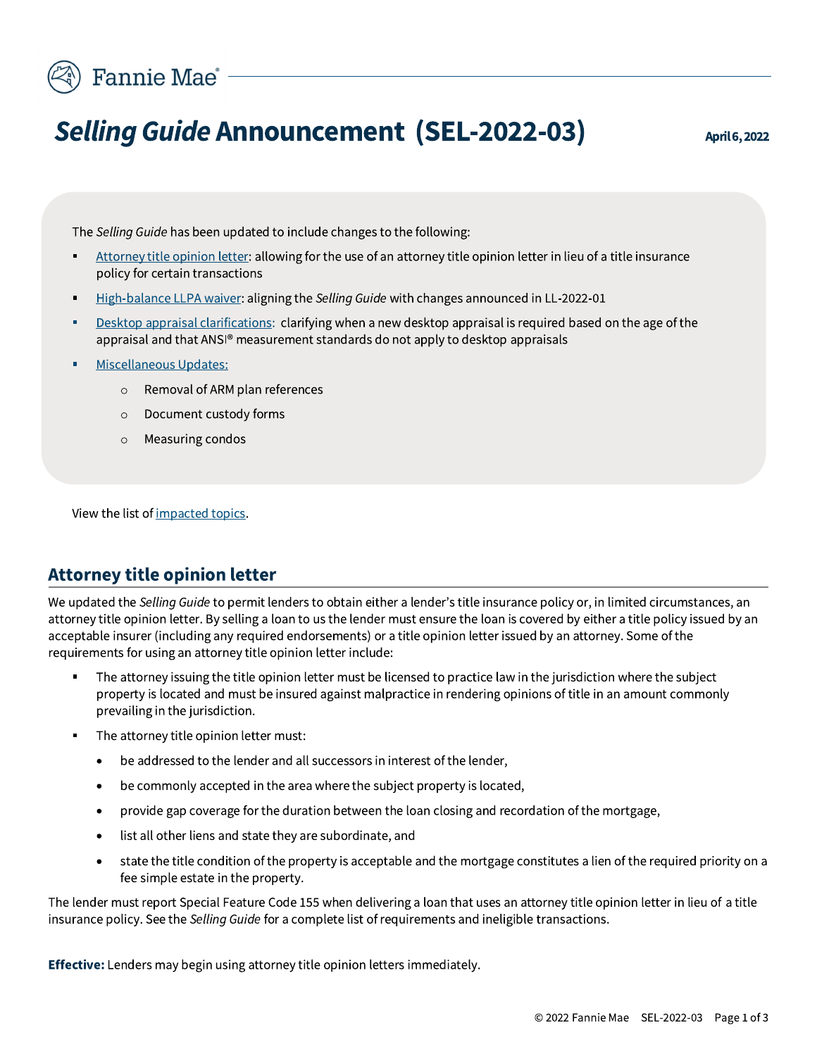# *Selling Guide* Announcement (SEL-2022-03)

April 6, 2022

The *Selling Guide* has been updated to include changes to the following:

- Attorney title opinion letter: allowing for the use of an attorney title opinion letter in lieu of a title insurance policy for certain transactions
- High-balance LLPA waiver: aligning the *Selling Guide* with changes announced in LL-2022-01
- Desktop appraisal clarifications: clarifying when a new desktop appraisal is required based on the age of the appraisal and that ANSI® measurement standards do not apply to desktop appraisals
- Miscellaneous Updates:
  - Removal of ARM plan references
  - Document custody forms
  - Measuring condos

View the list of impacted topics.

## Attorney title opinion letter

We updated the *Selling Guide* to permit lenders to obtain either a lender's title insurance policy or, in limited circumstances, an attorney title opinion letter. By selling a loan to us the lender must ensure the loan is covered by either a title policy issued by an acceptable insurer (including any required endorsements) or a title opinion letter issued by an attorney. Some of the requirements for using an attorney title opinion letter include:

- The attorney issuing the title opinion letter must be licensed to practice law in the jurisdiction where the subject property is located and must be insured against malpractice in rendering opinions of title in an amount commonly prevailing in the jurisdiction.
- The attorney title opinion letter must:
  - be addressed to the lender and all successors in interest of the lender,
  - be commonly accepted in the area where the subject property is located,
  - provide gap coverage for the duration between the loan closing and recordation of the mortgage,
  - list all other liens and state they are subordinate, and
  - state the title condition of the property is acceptable and the mortgage constitutes a lien of the required priority on a fee simple estate in the property.

The lender must report Special Feature Code 155 when delivering a loan that uses an attorney title opinion letter in lieu of a title insurance policy. See the *Selling Guide* for a complete list of requirements and ineligible transactions.

**Effective:** Lenders may begin using attorney title opinion letters immediately.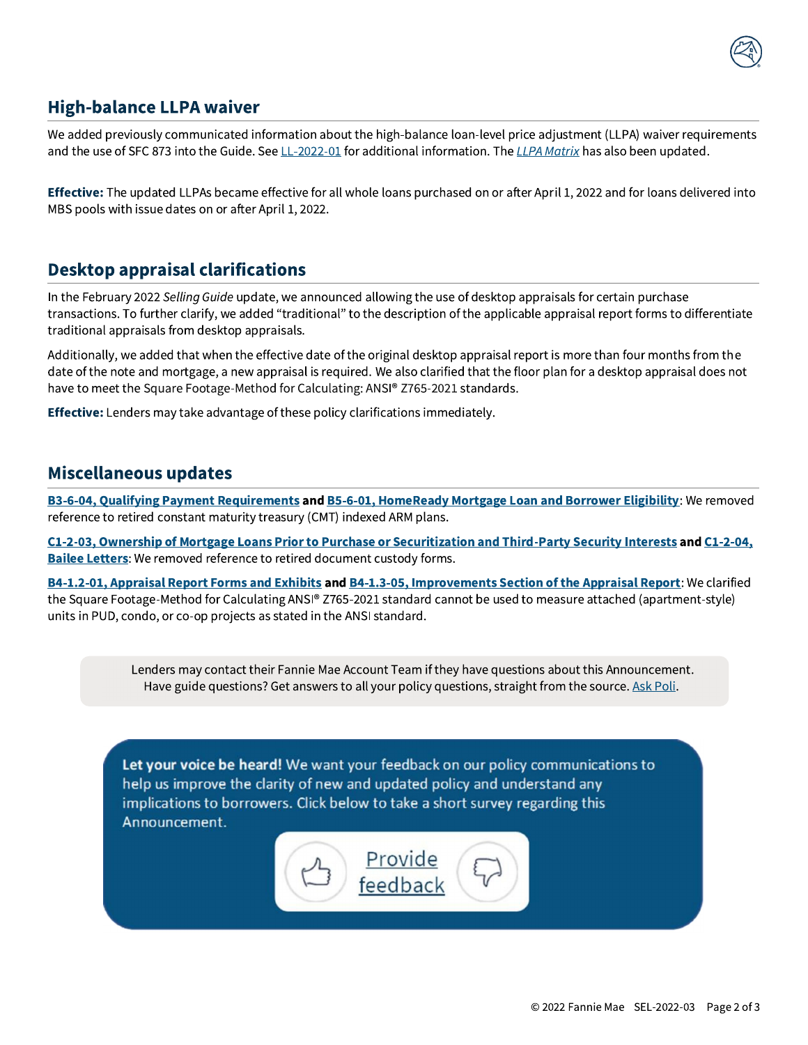## High-balance LLPA waiver

We added previously communicated information about the high-balance loan-level price adjustment (LLPA) waiver requirements and the use of SFC 873 into the Guide. See LL-2022-01 for additional information. The *LLPA Matrix* has also been updated.

**Effective:** The updated LLPAs became effective for all whole loans purchased on or after April 1, 2022 and for loans delivered into MBS pools with issue dates on or after April 1, 2022.

## Desktop appraisal clarifications

In the February 2022 *Selling Guide* update, we announced allowing the use of desktop appraisals for certain purchase transactions. To further clarify, we added "traditional" to the description of the applicable appraisal report forms to differentiate traditional appraisals from desktop appraisals.

Additionally, we added that when the effective date of the original desktop appraisal report is more than four months from the date of the note and mortgage, a new appraisal is required. We also clarified that the floor plan for a desktop appraisal does not have to meet the Square Footage-Method for Calculating: ANSI® Z765-2021 standards.

**Effective:** Lenders may take advantage of these policy clarifications immediately.

## Miscellaneous updates

**B3-6-04, Qualifying Payment Requirements** and **B5-6-01, HomeReady Mortgage Loan and Borrower Eligibility**: We removed reference to retired constant maturity treasury (CMT) indexed ARM plans.

**C1-2-03, Ownership of Mortgage Loans Prior to Purchase or Securitization and Third-Party Security Interests** and **C1-2-04, Bailee Letters**: We removed reference to retired document custody forms.

**B4-1.2-01, Appraisal Report Forms and Exhibits** and **B4-1.3-05, Improvements Section of the Appraisal Report**: We clarified the Square Footage-Method for Calculating ANSI® Z765-2021 standard cannot be used to measure attached (apartment-style) units in PUD, condo, or co-op projects as stated in the ANSI standard.

Lenders may contact their Fannie Mae Account Team if they have questions about this Announcement. Have guide questions? Get answers to all your policy questions, straight from the source. Ask Poli.

**Let your voice be heard!** We want your feedback on our policy communications to help us improve the clarity of new and updated policy and understand any implications to borrowers. Click below to take a short survey regarding this Announcement.

Provide feedback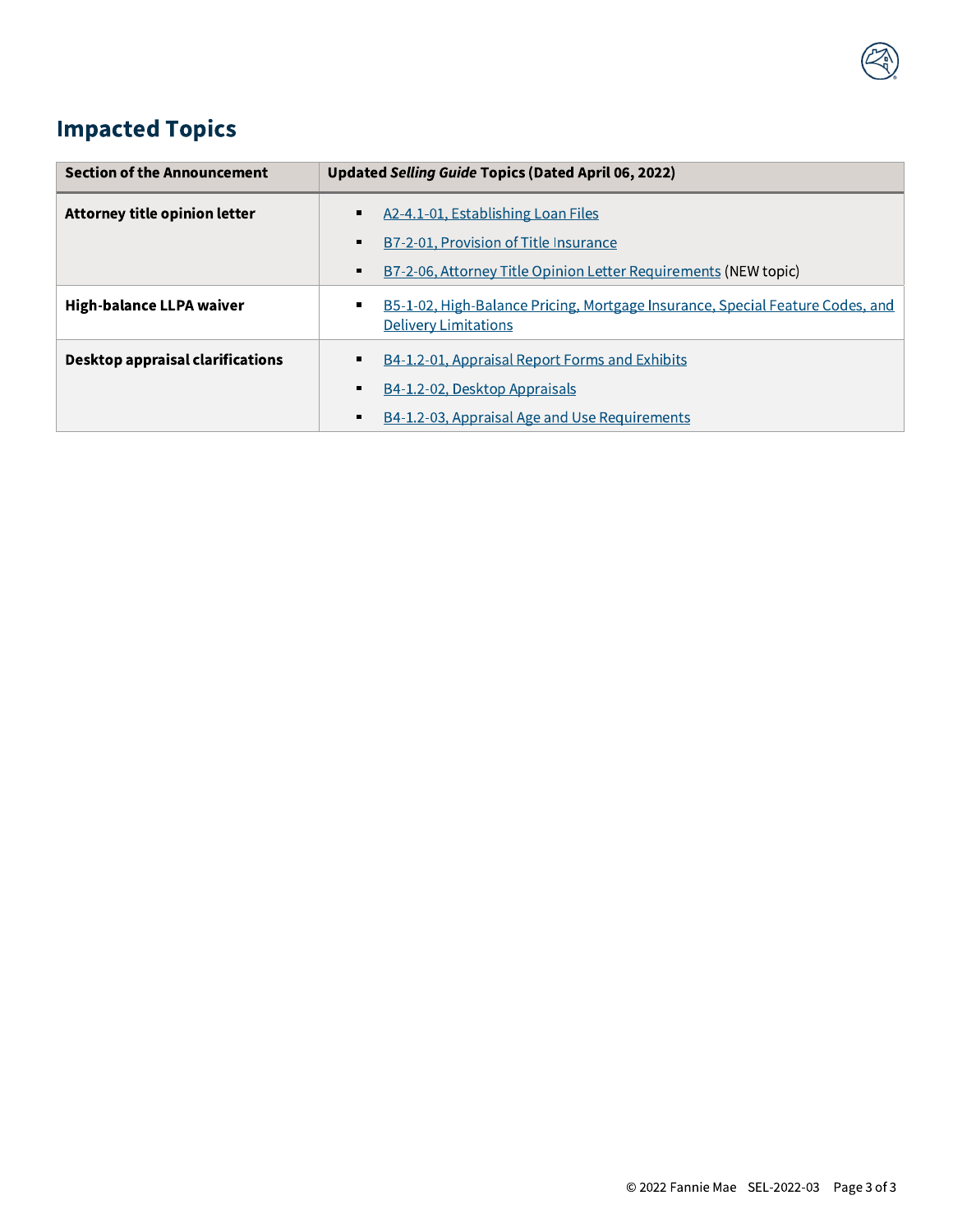## Impacted Topics

| Section of the Announcement | Updated *Selling Guide* Topics (Dated April 06, 2022) |
| --- | --- |
| **Attorney title opinion letter** | ▪ A2-4.1-01, Establishing Loan Files<br>▪ B7-2-01, Provision of Title Insurance<br>▪ B7-2-06, Attorney Title Opinion Letter Requirements (NEW topic) |
| **High-balance LLPA waiver** | ▪ B5-1-02, High-Balance Pricing, Mortgage Insurance, Special Feature Codes, and Delivery Limitations |
| **Desktop appraisal clarifications** | ▪ B4-1.2-01, Appraisal Report Forms and Exhibits<br>▪ B4-1.2-02, Desktop Appraisals<br>▪ B4-1.2-03, Appraisal Age and Use Requirements |

© 2022 Fannie Mae SEL-2022-03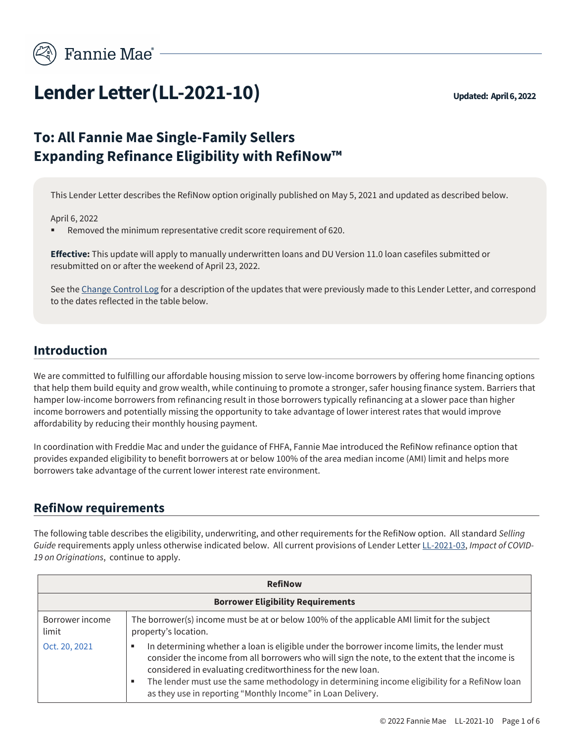# Lender Letter (LL-2021-10)

**Updated: April 6, 2022**

## To: All Fannie Mae Single-Family Sellers
## Expanding Refinance Eligibility with RefiNow™

This Lender Letter describes the RefiNow option originally published on May 5, 2021 and updated as described below.

April 6, 2022

- Removed the minimum representative credit score requirement of 620.

**Effective:** This update will apply to manually underwritten loans and DU Version 11.0 loan casefiles submitted or resubmitted on or after the weekend of April 23, 2022.

See the Change Control Log for a description of the updates that were previously made to this Lender Letter, and correspond to the dates reflected in the table below.

## Introduction

We are committed to fulfilling our affordable housing mission to serve low-income borrowers by offering home financing options that help them build equity and grow wealth, while continuing to promote a stronger, safer housing finance system. Barriers that hamper low-income borrowers from refinancing result in those borrowers typically refinancing at a slower pace than higher income borrowers and potentially missing the opportunity to take advantage of lower interest rates that would improve affordability by reducing their monthly housing payment.

In coordination with Freddie Mac and under the guidance of FHFA, Fannie Mae introduced the RefiNow refinance option that provides expanded eligibility to benefit borrowers at or below 100% of the area median income (AMI) limit and helps more borrowers take advantage of the current lower interest rate environment.

## RefiNow requirements

The following table describes the eligibility, underwriting, and other requirements for the RefiNow option. All standard *Selling Guide* requirements apply unless otherwise indicated below. All current provisions of Lender Letter LL-2021-03, *Impact of COVID-19 on Originations*, continue to apply.

| RefiNow | |
|---|---|
| **Borrower Eligibility Requirements** | |
| Borrower income limit<br><br>Oct. 20, 2021 | The borrower(s) income must be at or below 100% of the applicable AMI limit for the subject property's location.<br><br>- In determining whether a loan is eligible under the borrower income limits, the lender must consider the income from all borrowers who will sign the note, to the extent that the income is considered in evaluating creditworthiness for the new loan.<br>- The lender must use the same methodology in determining income eligibility for a RefiNow loan as they use in reporting "Monthly Income" in Loan Delivery. |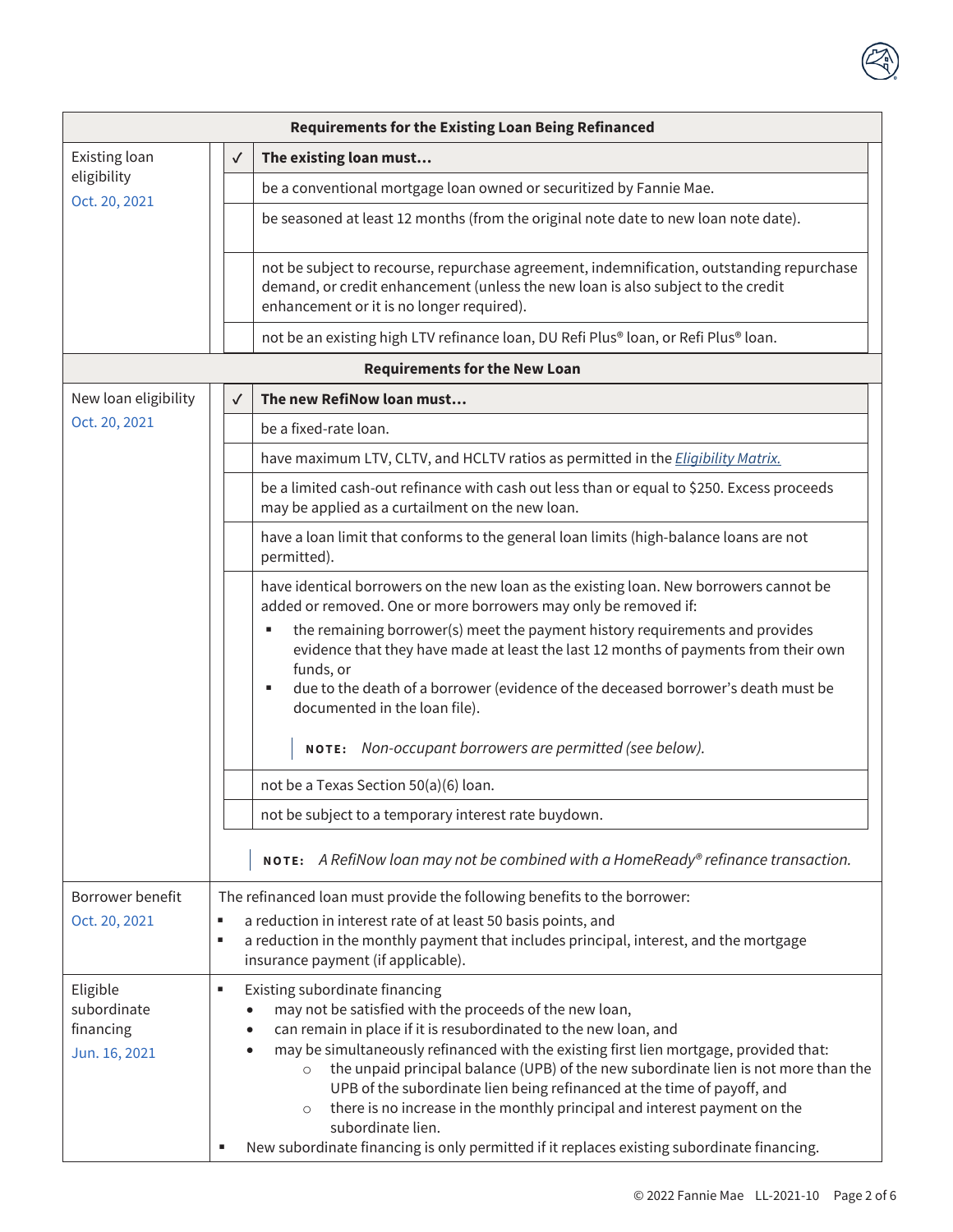**Requirements for the Existing Loan Being Refinanced**

| Topic | ✓ | The existing loan must… |
|---|---|---|
| Existing loan eligibility<br>Oct. 20, 2021 | | be a conventional mortgage loan owned or securitized by Fannie Mae. |
| | | be seasoned at least 12 months (from the original note date to new loan note date). |
| | | not be subject to recourse, repurchase agreement, indemnification, outstanding repurchase demand, or credit enhancement (unless the new loan is also subject to the credit enhancement or it is no longer required). |
| | | not be an existing high LTV refinance loan, DU Refi Plus® loan, or Refi Plus® loan. |

**Requirements for the New Loan**

| Topic | ✓ | The new RefiNow loan must… |
|---|---|---|
| New loan eligibility<br>Oct. 20, 2021 | | be a fixed-rate loan. |
| | | have maximum LTV, CLTV, and HCLTV ratios as permitted in the *Eligibility Matrix.* |
| | | be a limited cash-out refinance with cash out less than or equal to $250. Excess proceeds may be applied as a curtailment on the new loan. |
| | | have a loan limit that conforms to the general loan limits (high-balance loans are not permitted). |
| | | have identical borrowers on the new loan as the existing loan. New borrowers cannot be added or removed. One or more borrowers may only be removed if:<br>▪ the remaining borrower(s) meet the payment history requirements and provides evidence that they have made at least the last 12 months of payments from their own funds, or<br>▪ due to the death of a borrower (evidence of the deceased borrower's death must be documented in the loan file).<br><br>**NOTE:** *Non-occupant borrowers are permitted (see below).* |
| | | not be a Texas Section 50(a)(6) loan. |
| | | not be subject to a temporary interest rate buydown. |
| | | **NOTE:** *A RefiNow loan may not be combined with a HomeReady® refinance transaction.* |

| Topic | Requirements |
|---|---|
| Borrower benefit<br>Oct. 20, 2021 | The refinanced loan must provide the following benefits to the borrower:<br>▪ a reduction in interest rate of at least 50 basis points, and<br>▪ a reduction in the monthly payment that includes principal, interest, and the mortgage insurance payment (if applicable). |
| Eligible subordinate financing<br>Jun. 16, 2021 | ▪ Existing subordinate financing<br>• may not be satisfied with the proceeds of the new loan,<br>• can remain in place if it is resubordinated to the new loan, and<br>• may be simultaneously refinanced with the existing first lien mortgage, provided that:<br>○ the unpaid principal balance (UPB) of the new subordinate lien is not more than the UPB of the subordinate lien being refinanced at the time of payoff, and<br>○ there is no increase in the monthly principal and interest payment on the subordinate lien.<br>▪ New subordinate financing is only permitted if it replaces existing subordinate financing. |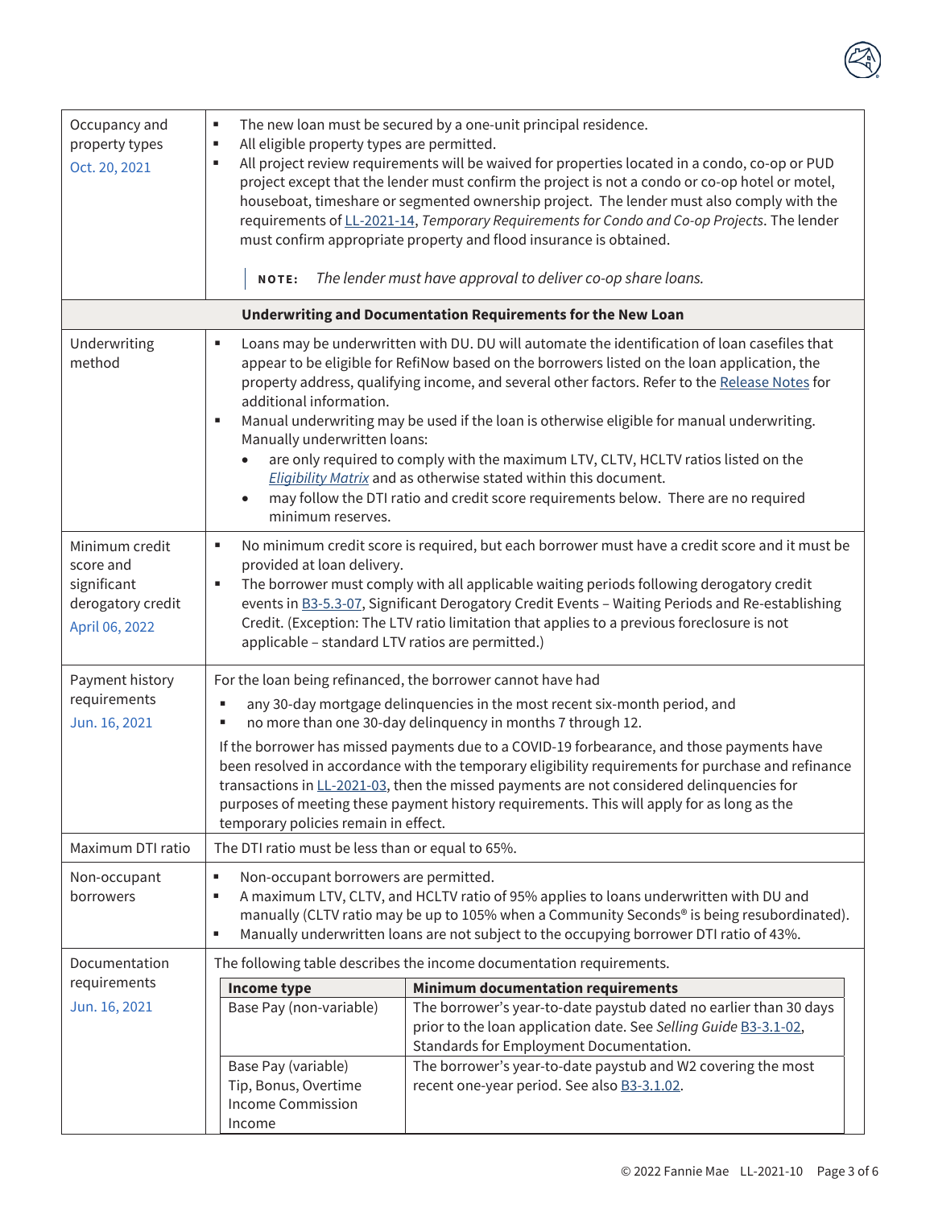| | |
|---|---|
| Occupancy and property types<br>Oct. 20, 2021 | ▪ The new loan must be secured by a one-unit principal residence.<br>▪ All eligible property types are permitted.<br>▪ All project review requirements will be waived for properties located in a condo, co-op or PUD project except that the lender must confirm the project is not a condo or co-op hotel or motel, houseboat, timeshare or segmented ownership project. The lender must also comply with the requirements of LL-2021-14, *Temporary Requirements for Condo and Co-op Projects*. The lender must confirm appropriate property and flood insurance is obtained.<br><br>**NOTE:** *The lender must have approval to deliver co-op share loans.* |
| **Underwriting and Documentation Requirements for the New Loan** | |
| Underwriting method | ▪ Loans may be underwritten with DU. DU will automate the identification of loan casefiles that appear to be eligible for RefiNow based on the borrowers listed on the loan application, the property address, qualifying income, and several other factors. Refer to the Release Notes for additional information.<br>▪ Manual underwriting may be used if the loan is otherwise eligible for manual underwriting. Manually underwritten loans:<br>• are only required to comply with the maximum LTV, CLTV, HCLTV ratios listed on the *Eligibility Matrix* and as otherwise stated within this document.<br>• may follow the DTI ratio and credit score requirements below. There are no required minimum reserves. |
| Minimum credit score and significant derogatory credit<br>April 06, 2022 | ▪ No minimum credit score is required, but each borrower must have a credit score and it must be provided at loan delivery.<br>▪ The borrower must comply with all applicable waiting periods following derogatory credit events in B3-5.3-07, Significant Derogatory Credit Events – Waiting Periods and Re-establishing Credit. (Exception: The LTV ratio limitation that applies to a previous foreclosure is not applicable – standard LTV ratios are permitted.) |
| Payment history requirements<br>Jun. 16, 2021 | For the loan being refinanced, the borrower cannot have had<br>▪ any 30-day mortgage delinquencies in the most recent six-month period, and<br>▪ no more than one 30-day delinquency in months 7 through 12.<br><br>If the borrower has missed payments due to a COVID-19 forbearance, and those payments have been resolved in accordance with the temporary eligibility requirements for purchase and refinance transactions in LL-2021-03, then the missed payments are not considered delinquencies for purposes of meeting these payment history requirements. This will apply for as long as the temporary policies remain in effect. |
| Maximum DTI ratio | The DTI ratio must be less than or equal to 65%. |
| Non-occupant borrowers | ▪ Non-occupant borrowers are permitted.<br>▪ A maximum LTV, CLTV, and HCLTV ratio of 95% applies to loans underwritten with DU and manually (CLTV ratio may be up to 105% when a Community Seconds® is being resubordinated).<br>▪ Manually underwritten loans are not subject to the occupying borrower DTI ratio of 43%. |
| Documentation requirements<br>Jun. 16, 2021 | The following table describes the income documentation requirements. |

| Income type | Minimum documentation requirements |
|---|---|
| Base Pay (non-variable) | The borrower's year-to-date paystub dated no earlier than 30 days prior to the loan application date. See *Selling Guide* B3-3.1-02, Standards for Employment Documentation. |
| Base Pay (variable)<br>Tip, Bonus, Overtime Income Commission Income | The borrower's year-to-date paystub and W2 covering the most recent one-year period. See also B3-3.1.02. |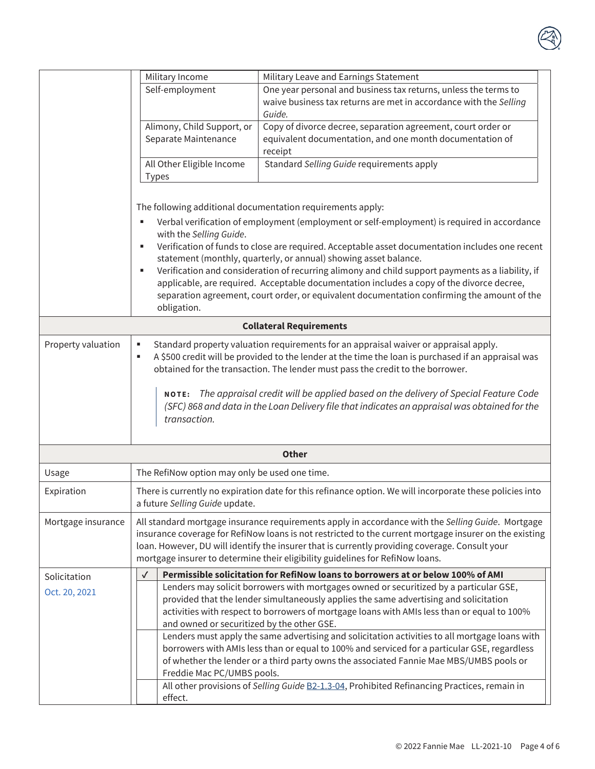| | |
|---|---|
| | <table><tr><td>Military Income</td><td>Military Leave and Earnings Statement</td></tr><tr><td>Self-employment</td><td>One year personal and business tax returns, unless the terms to waive business tax returns are met in accordance with the *Selling Guide.*</td></tr><tr><td>Alimony, Child Support, or Separate Maintenance</td><td>Copy of divorce decree, separation agreement, court order or equivalent documentation, and one month documentation of receipt</td></tr><tr><td>All Other Eligible Income Types</td><td>Standard *Selling Guide* requirements apply</td></tr></table><br>The following additional documentation requirements apply:<br>▪ Verbal verification of employment (employment or self-employment) is required in accordance with the *Selling Guide*.<br>▪ Verification of funds to close are required. Acceptable asset documentation includes one recent statement (monthly, quarterly, or annual) showing asset balance.<br>▪ Verification and consideration of recurring alimony and child support payments as a liability, if applicable, are required. Acceptable documentation includes a copy of the divorce decree, separation agreement, court order, or equivalent documentation confirming the amount of the obligation. |
| **Collateral Requirements** | |
| Property valuation | ▪ Standard property valuation requirements for an appraisal waiver or appraisal apply.<br>▪ A $500 credit will be provided to the lender at the time the loan is purchased if an appraisal was obtained for the transaction. The lender must pass the credit to the borrower.<br><br>**NOTE:** *The appraisal credit will be applied based on the delivery of Special Feature Code (SFC) 868 and data in the Loan Delivery file that indicates an appraisal was obtained for the transaction.* |
| **Other** | |
| Usage | The RefiNow option may only be used one time. |
| Expiration | There is currently no expiration date for this refinance option. We will incorporate these policies into a future *Selling Guide* update. |
| Mortgage insurance | All standard mortgage insurance requirements apply in accordance with the *Selling Guide*. Mortgage insurance coverage for RefiNow loans is not restricted to the current mortgage insurer on the existing loan. However, DU will identify the insurer that is currently providing coverage. Consult your mortgage insurer to determine their eligibility guidelines for RefiNow loans. |
| Solicitation<br>Oct. 20, 2021 | ✓ **Permissible solicitation for RefiNow loans to borrowers at or below 100% of AMI**<br>Lenders may solicit borrowers with mortgages owned or securitized by a particular GSE, provided that the lender simultaneously applies the same advertising and solicitation activities with respect to borrowers of mortgage loans with AMIs less than or equal to 100% and owned or securitized by the other GSE.<br>Lenders must apply the same advertising and solicitation activities to all mortgage loans with borrowers with AMIs less than or equal to 100% and serviced for a particular GSE, regardless of whether the lender or a third party owns the associated Fannie Mae MBS/UMBS pools or Freddie Mac PC/UMBS pools.<br>All other provisions of *Selling Guide* B2-1.3-04, Prohibited Refinancing Practices, remain in effect. |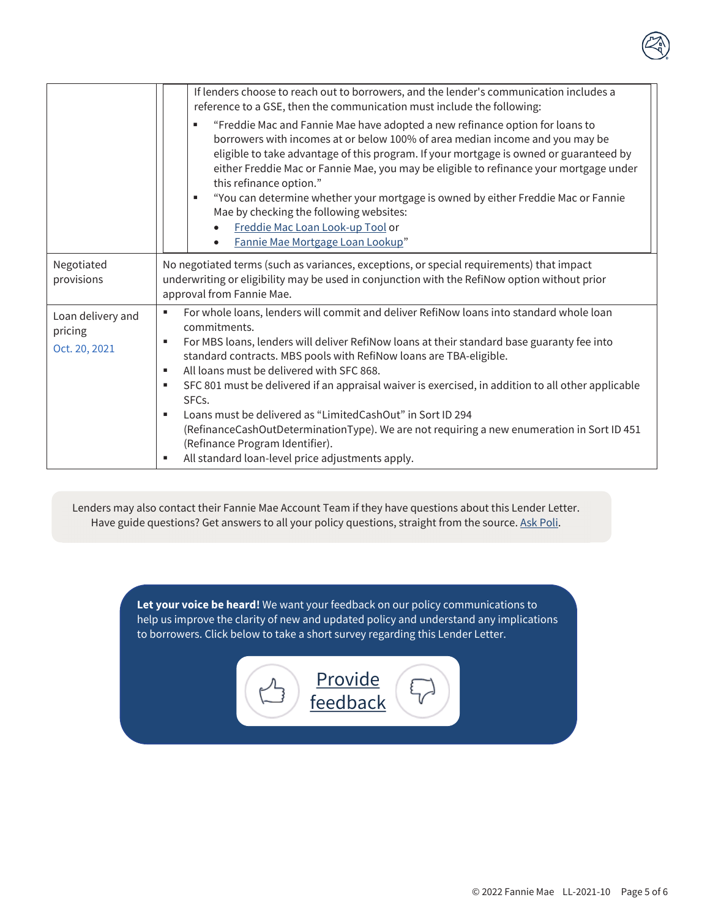| | |
|---|---|
| | If lenders choose to reach out to borrowers, and the lender's communication includes a reference to a GSE, then the communication must include the following:<br>▪ "Freddie Mac and Fannie Mae have adopted a new refinance option for loans to borrowers with incomes at or below 100% of area median income and you may be eligible to take advantage of this program. If your mortgage is owned or guaranteed by either Freddie Mac or Fannie Mae, you may be eligible to refinance your mortgage under this refinance option."<br>▪ "You can determine whether your mortgage is owned by either Freddie Mac or Fannie Mae by checking the following websites:<br>• Freddie Mac Loan Look-up Tool or<br>• Fannie Mae Mortgage Loan Lookup" |
| Negotiated provisions | No negotiated terms (such as variances, exceptions, or special requirements) that impact underwriting or eligibility may be used in conjunction with the RefiNow option without prior approval from Fannie Mae. |
| Loan delivery and pricing<br>Oct. 20, 2021 | ▪ For whole loans, lenders will commit and deliver RefiNow loans into standard whole loan commitments.<br>▪ For MBS loans, lenders will deliver RefiNow loans at their standard base guaranty fee into standard contracts. MBS pools with RefiNow loans are TBA-eligible.<br>▪ All loans must be delivered with SFC 868.<br>▪ SFC 801 must be delivered if an appraisal waiver is exercised, in addition to all other applicable SFCs.<br>▪ Loans must be delivered as "LimitedCashOut" in Sort ID 294 (RefinanceCashOutDeterminationType). We are not requiring a new enumeration in Sort ID 451 (Refinance Program Identifier).<br>▪ All standard loan-level price adjustments apply. |

Lenders may also contact their Fannie Mae Account Team if they have questions about this Lender Letter. Have guide questions? Get answers to all your policy questions, straight from the source. Ask Poli.

**Let your voice be heard!** We want your feedback on our policy communications to help us improve the clarity of new and updated policy and understand any implications to borrowers. Click below to take a short survey regarding this Lender Letter.

Provide feedback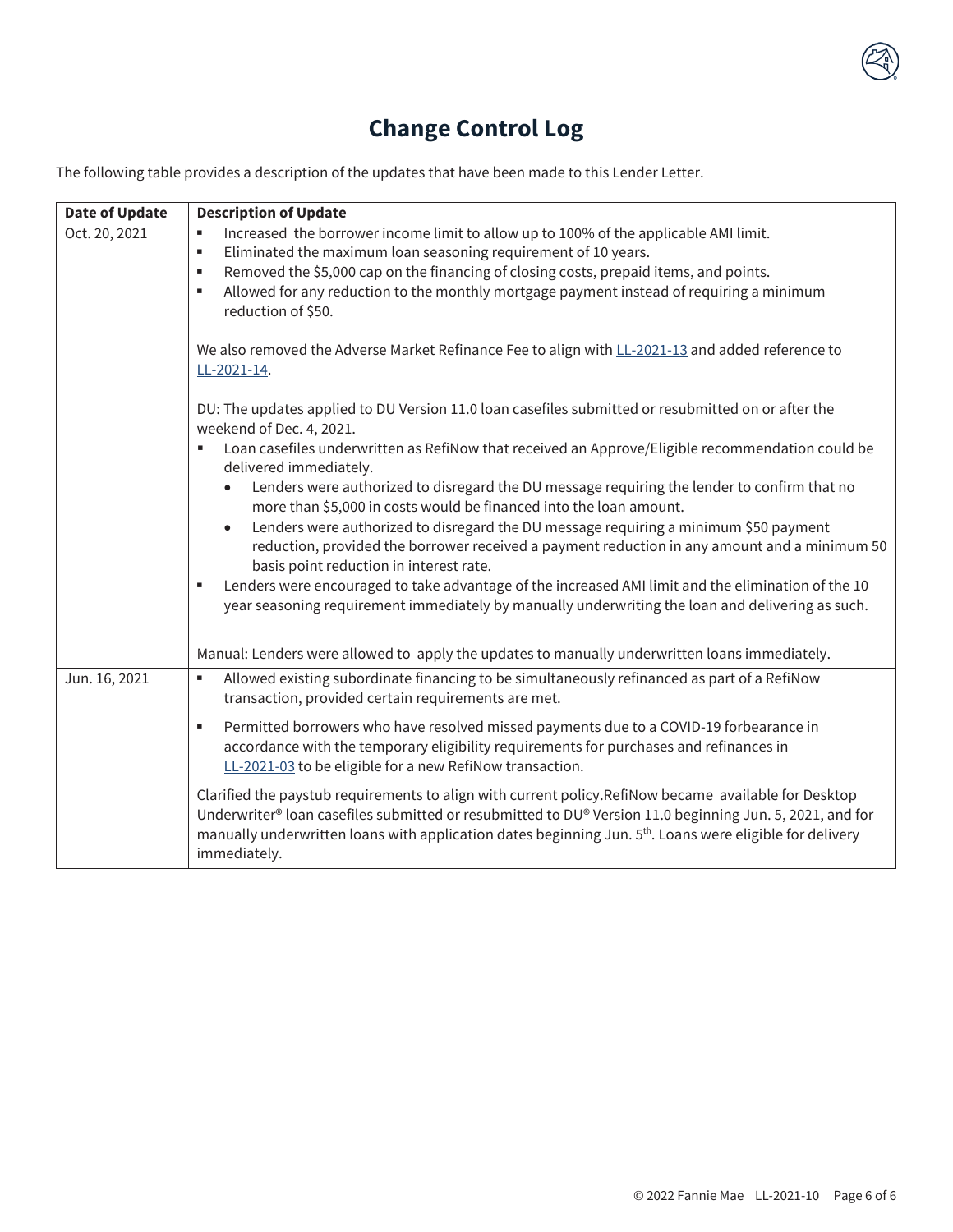# Change Control Log

The following table provides a description of the updates that have been made to this Lender Letter.

| Date of Update | Description of Update |
|---|---|
| Oct. 20, 2021 | ▪ Increased the borrower income limit to allow up to 100% of the applicable AMI limit.<br>▪ Eliminated the maximum loan seasoning requirement of 10 years.<br>▪ Removed the $5,000 cap on the financing of closing costs, prepaid items, and points.<br>▪ Allowed for any reduction to the monthly mortgage payment instead of requiring a minimum reduction of $50.<br><br>We also removed the Adverse Market Refinance Fee to align with LL-2021-13 and added reference to LL-2021-14.<br><br>DU: The updates applied to DU Version 11.0 loan casefiles submitted or resubmitted on or after the weekend of Dec. 4, 2021.<br>▪ Loan casefiles underwritten as RefiNow that received an Approve/Eligible recommendation could be delivered immediately.<br>• Lenders were authorized to disregard the DU message requiring the lender to confirm that no more than $5,000 in costs would be financed into the loan amount.<br>• Lenders were authorized to disregard the DU message requiring a minimum $50 payment reduction, provided the borrower received a payment reduction in any amount and a minimum 50 basis point reduction in interest rate.<br>▪ Lenders were encouraged to take advantage of the increased AMI limit and the elimination of the 10 year seasoning requirement immediately by manually underwriting the loan and delivering as such.<br><br>Manual: Lenders were allowed to apply the updates to manually underwritten loans immediately. |
| Jun. 16, 2021 | ▪ Allowed existing subordinate financing to be simultaneously refinanced as part of a RefiNow transaction, provided certain requirements are met.<br>▪ Permitted borrowers who have resolved missed payments due to a COVID-19 forbearance in accordance with the temporary eligibility requirements for purchases and refinances in LL-2021-03 to be eligible for a new RefiNow transaction.<br><br>Clarified the paystub requirements to align with current policy.RefiNow became available for Desktop Underwriter® loan casefiles submitted or resubmitted to DU® Version 11.0 beginning Jun. 5, 2021, and for manually underwritten loans with application dates beginning Jun. 5th. Loans were eligible for delivery immediately. |